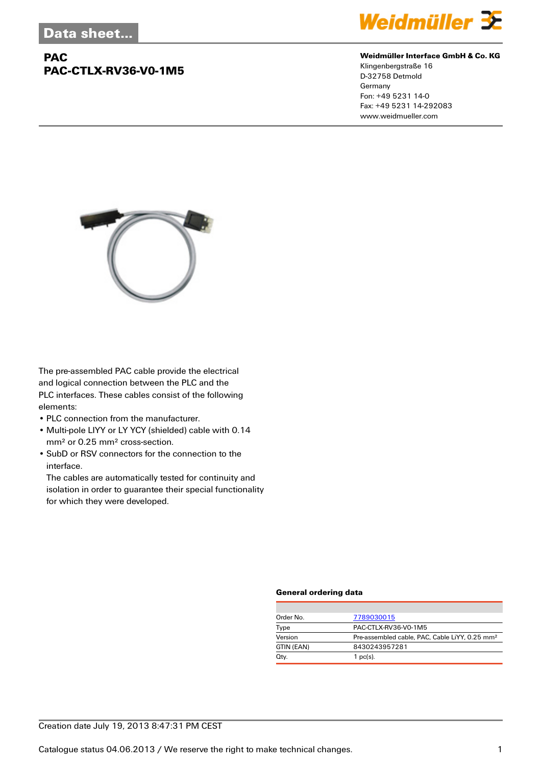Data sheet...

# PAC
## PAC-CTLX-RV36-V0-1M5

**Weidmüller Interface GmbH & Co. KG**
Klingenbergstraße 16
D-32758 Detmold
Germany
Fon: +49 5231 14-0
Fax: +49 5231 14-292083
www.weidmueller.com

The pre-assembled PAC cable provide the electrical and logical connection between the PLC and the PLC interfaces. These cables consist of the following elements:

- PLC connection from the manufacturer.
- Multi-pole LIYY or LY YCY (shielded) cable with 0.14 mm² or 0.25 mm² cross-section.
- SubD or RSV connectors for the connection to the interface.
  The cables are automatically tested for continuity and isolation in order to guarantee their special functionality for which they were developed.

### General ordering data

| | |
|---|---|
| Order No. | 7789030015 |
| Type | PAC-CTLX-RV36-V0-1M5 |
| Version | Pre-assembled cable, PAC, Cable LiYY, 0.25 mm² |
| GTIN (EAN) | 8430243957281 |
| Qty. | 1 pc(s). |

Creation date July 19, 2013 8:47:31 PM CEST

Catalogue status 04.06.2013 / We reserve the right to make technical changes.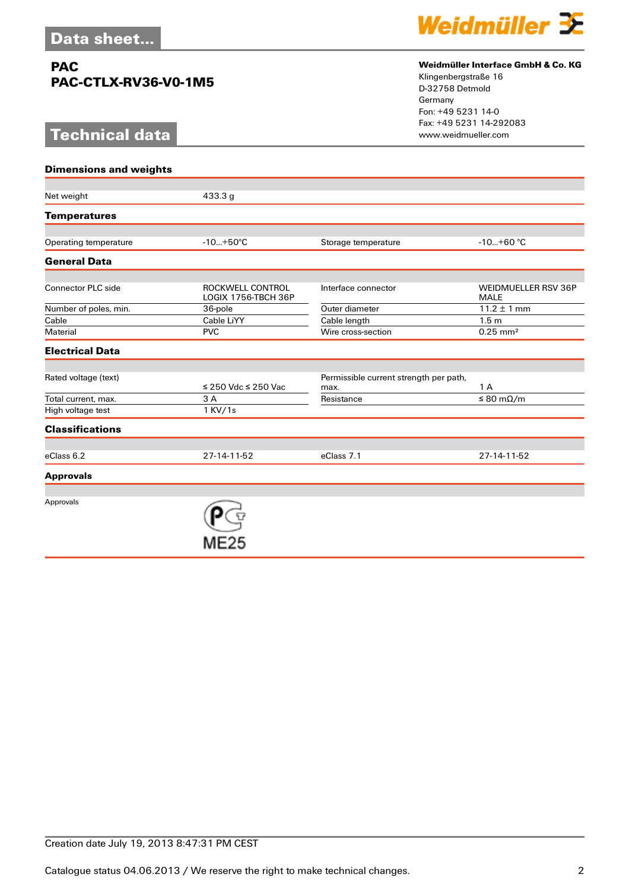Data sheet...

**PAC**
**PAC-CTLX-RV36-V0-1M5**

**Weidmüller Interface GmbH & Co. KG**
Klingenbergstraße 16
D-32758 Detmold
Germany
Fon: +49 5231 14-0
Fax: +49 5231 14-292083
www.weidmueller.com

# Technical data

### Dimensions and weights

| | | | |
|---|---|---|---|
| Net weight | 433.3 g | | |

### Temperatures

| | | | |
|---|---|---|---|
| Operating temperature | -10...+50°C | Storage temperature | -10...+60 °C |

### General Data

| | | | |
|---|---|---|---|
| Connector PLC side | ROCKWELL CONTROL LOGIX 1756-TBCH 36P | Interface connector | WEIDMUELLER RSV 36P MALE |
| Number of poles, min. | 36-pole | Outer diameter | 11.2 ± 1 mm |
| Cable | Cable LiYY | Cable length | 1.5 m |
| Material | PVC | Wire cross-section | 0.25 mm² |

### Electrical Data

| | | | |
|---|---|---|---|
| Rated voltage (text) | ≤ 250 Vdc ≤ 250 Vac | Permissible current strength per path, max. | 1 A |
| Total current, max. | 3 A | Resistance | ≤ 80 mΩ/m |
| High voltage test | 1 KV/1s | | |

### Classifications

| | | | |
|---|---|---|---|
| eClass 6.2 | 27-14-11-52 | eClass 7.1 | 27-14-11-52 |

### Approvals

| | |
|---|---|
| Approvals | ME25 |

Creation date July 19, 2013 8:47:31 PM CEST

Catalogue status 04.06.2013 / We reserve the right to make technical changes.